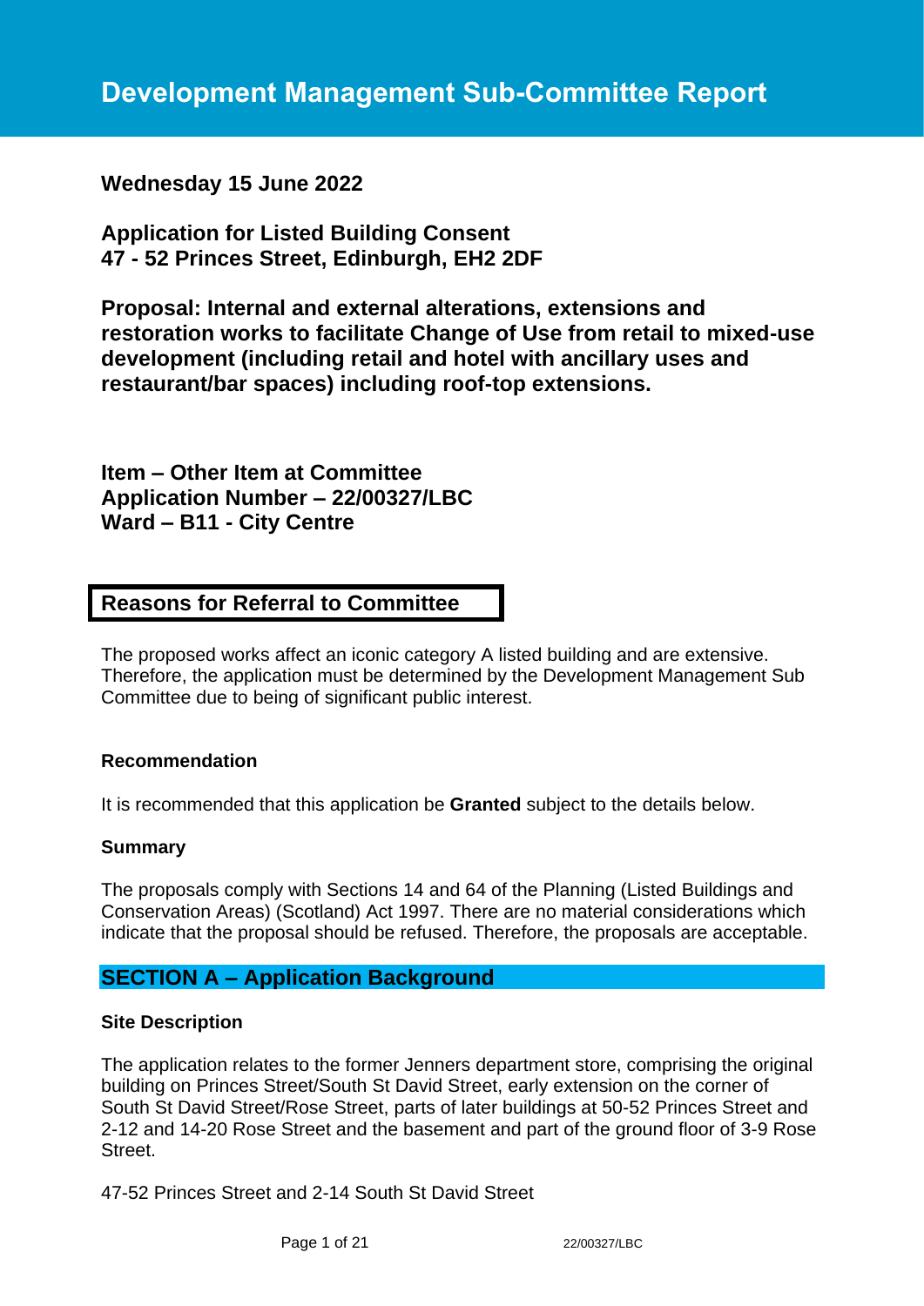# Development Management Sub-Committee Report

**Wednesday 15 June 2022**

**Application for Listed Building Consent**
**47 - 52 Princes Street, Edinburgh, EH2 2DF**

**Proposal: Internal and external alterations, extensions and restoration works to facilitate Change of Use from retail to mixed-use development (including retail and hotel with ancillary uses and restaurant/bar spaces) including roof-top extensions.**

**Item – Other Item at Committee**
**Application Number – 22/00327/LBC**
**Ward – B11 - City Centre**

## Reasons for Referral to Committee

The proposed works affect an iconic category A listed building and are extensive. Therefore, the application must be determined by the Development Management Sub Committee due to being of significant public interest.

### Recommendation

It is recommended that this application be **Granted** subject to the details below.

### Summary

The proposals comply with Sections 14 and 64 of the Planning (Listed Buildings and Conservation Areas) (Scotland) Act 1997. There are no material considerations which indicate that the proposal should be refused. Therefore, the proposals are acceptable.

## SECTION A – Application Background

### Site Description

The application relates to the former Jenners department store, comprising the original building on Princes Street/South St David Street, early extension on the corner of South St David Street/Rose Street, parts of later buildings at 50-52 Princes Street and 2-12 and 14-20 Rose Street and the basement and part of the ground floor of 3-9 Rose Street.

47-52 Princes Street and 2-14 South St David Street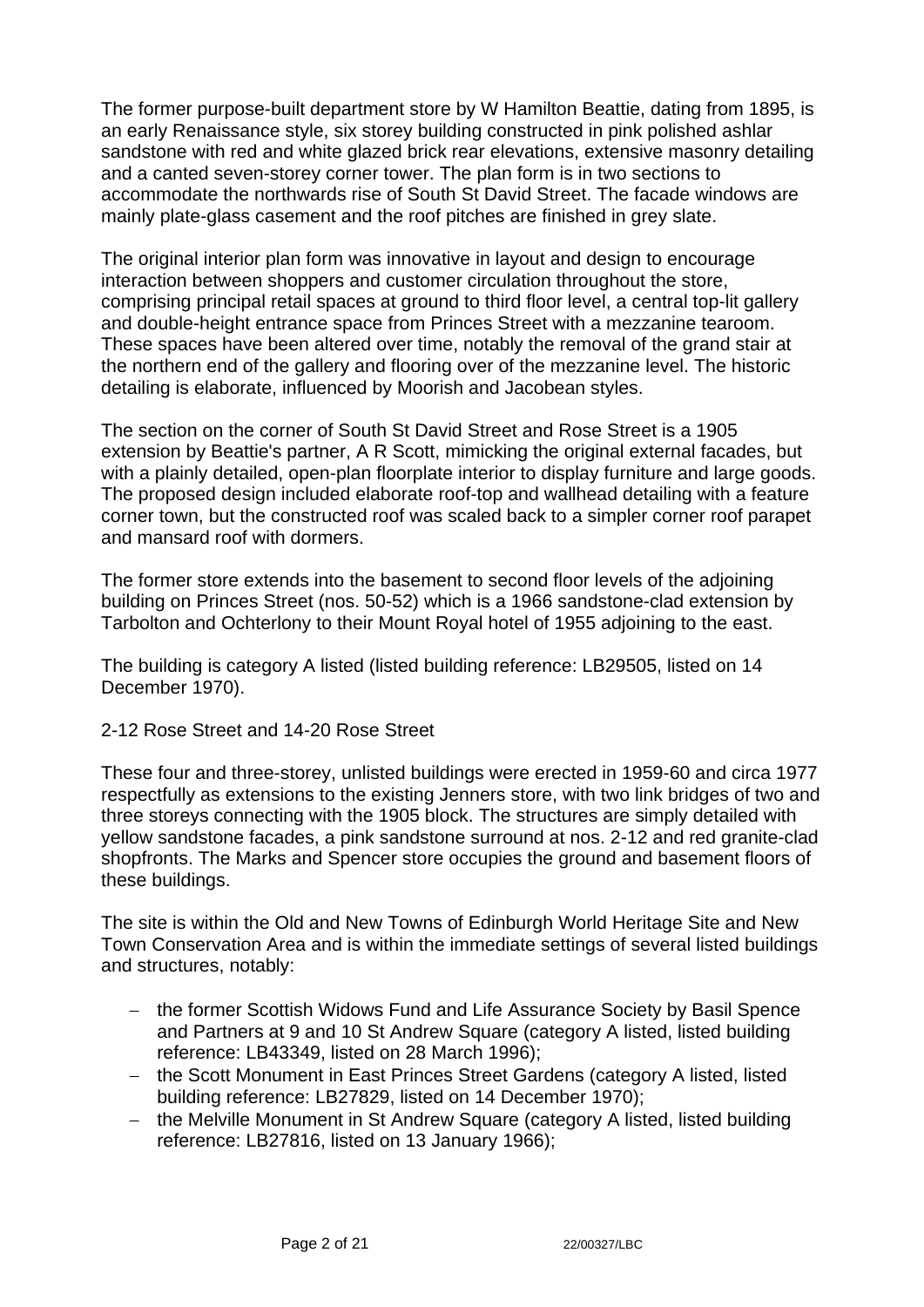The former purpose-built department store by W Hamilton Beattie, dating from 1895, is an early Renaissance style, six storey building constructed in pink polished ashlar sandstone with red and white glazed brick rear elevations, extensive masonry detailing and a canted seven-storey corner tower. The plan form is in two sections to accommodate the northwards rise of South St David Street. The facade windows are mainly plate-glass casement and the roof pitches are finished in grey slate.

The original interior plan form was innovative in layout and design to encourage interaction between shoppers and customer circulation throughout the store, comprising principal retail spaces at ground to third floor level, a central top-lit gallery and double-height entrance space from Princes Street with a mezzanine tearoom. These spaces have been altered over time, notably the removal of the grand stair at the northern end of the gallery and flooring over of the mezzanine level. The historic detailing is elaborate, influenced by Moorish and Jacobean styles.

The section on the corner of South St David Street and Rose Street is a 1905 extension by Beattie's partner, A R Scott, mimicking the original external facades, but with a plainly detailed, open-plan floorplate interior to display furniture and large goods. The proposed design included elaborate roof-top and wallhead detailing with a feature corner town, but the constructed roof was scaled back to a simpler corner roof parapet and mansard roof with dormers.

The former store extends into the basement to second floor levels of the adjoining building on Princes Street (nos. 50-52) which is a 1966 sandstone-clad extension by Tarbolton and Ochterlony to their Mount Royal hotel of 1955 adjoining to the east.

The building is category A listed (listed building reference: LB29505, listed on 14 December 1970).

2-12 Rose Street and 14-20 Rose Street

These four and three-storey, unlisted buildings were erected in 1959-60 and circa 1977 respectfully as extensions to the existing Jenners store, with two link bridges of two and three storeys connecting with the 1905 block. The structures are simply detailed with yellow sandstone facades, a pink sandstone surround at nos. 2-12 and red granite-clad shopfronts. The Marks and Spencer store occupies the ground and basement floors of these buildings.

The site is within the Old and New Towns of Edinburgh World Heritage Site and New Town Conservation Area and is within the immediate settings of several listed buildings and structures, notably:

- the former Scottish Widows Fund and Life Assurance Society by Basil Spence and Partners at 9 and 10 St Andrew Square (category A listed, listed building reference: LB43349, listed on 28 March 1996);
- the Scott Monument in East Princes Street Gardens (category A listed, listed building reference: LB27829, listed on 14 December 1970);
- the Melville Monument in St Andrew Square (category A listed, listed building reference: LB27816, listed on 13 January 1966);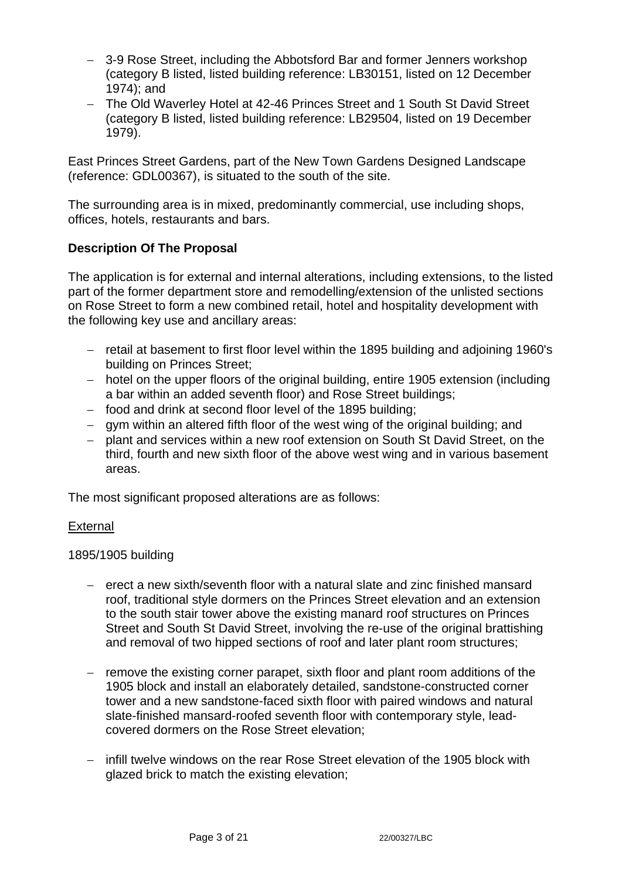- 3-9 Rose Street, including the Abbotsford Bar and former Jenners workshop (category B listed, listed building reference: LB30151, listed on 12 December 1974); and
- The Old Waverley Hotel at 42-46 Princes Street and 1 South St David Street (category B listed, listed building reference: LB29504, listed on 19 December 1979).

East Princes Street Gardens, part of the New Town Gardens Designed Landscape (reference: GDL00367), is situated to the south of the site.

The surrounding area is in mixed, predominantly commercial, use including shops, offices, hotels, restaurants and bars.

**Description Of The Proposal**

The application is for external and internal alterations, including extensions, to the listed part of the former department store and remodelling/extension of the unlisted sections on Rose Street to form a new combined retail, hotel and hospitality development with the following key use and ancillary areas:

- retail at basement to first floor level within the 1895 building and adjoining 1960's building on Princes Street;
- hotel on the upper floors of the original building, entire 1905 extension (including a bar within an added seventh floor) and Rose Street buildings;
- food and drink at second floor level of the 1895 building;
- gym within an altered fifth floor of the west wing of the original building; and
- plant and services within a new roof extension on South St David Street, on the third, fourth and new sixth floor of the above west wing and in various basement areas.

The most significant proposed alterations are as follows:

External

1895/1905 building

- erect a new sixth/seventh floor with a natural slate and zinc finished mansard roof, traditional style dormers on the Princes Street elevation and an extension to the south stair tower above the existing manard roof structures on Princes Street and South St David Street, involving the re-use of the original brattishing and removal of two hipped sections of roof and later plant room structures;

- remove the existing corner parapet, sixth floor and plant room additions of the 1905 block and install an elaborately detailed, sandstone-constructed corner tower and a new sandstone-faced sixth floor with paired windows and natural slate-finished mansard-roofed seventh floor with contemporary style, lead-covered dormers on the Rose Street elevation;

- infill twelve windows on the rear Rose Street elevation of the 1905 block with glazed brick to match the existing elevation;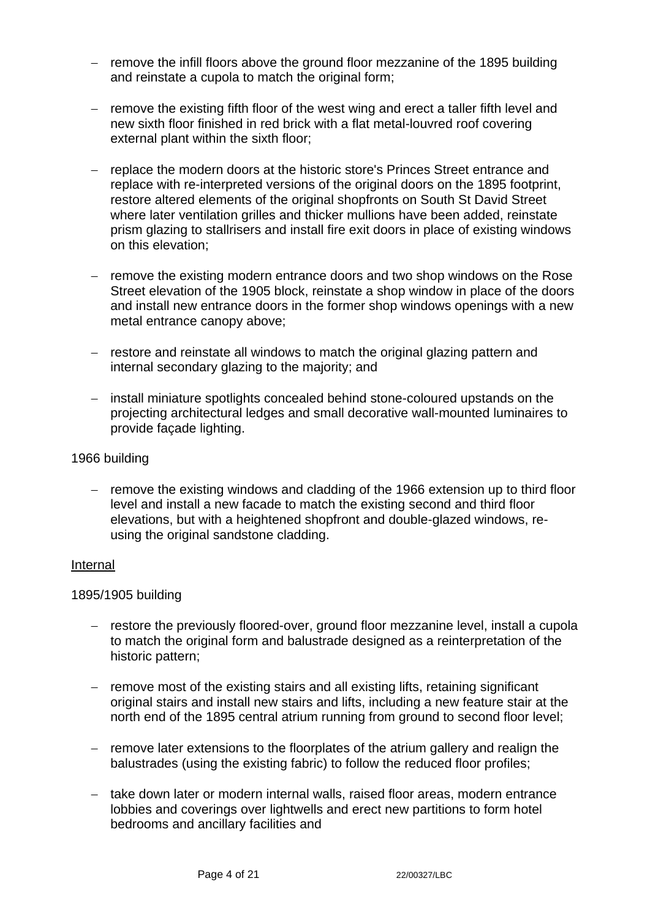- remove the infill floors above the ground floor mezzanine of the 1895 building and reinstate a cupola to match the original form;

- remove the existing fifth floor of the west wing and erect a taller fifth level and new sixth floor finished in red brick with a flat metal-louvred roof covering external plant within the sixth floor;

- replace the modern doors at the historic store's Princes Street entrance and replace with re-interpreted versions of the original doors on the 1895 footprint, restore altered elements of the original shopfronts on South St David Street where later ventilation grilles and thicker mullions have been added, reinstate prism glazing to stallrisers and install fire exit doors in place of existing windows on this elevation;

- remove the existing modern entrance doors and two shop windows on the Rose Street elevation of the 1905 block, reinstate a shop window in place of the doors and install new entrance doors in the former shop windows openings with a new metal entrance canopy above;

- restore and reinstate all windows to match the original glazing pattern and internal secondary glazing to the majority; and

- install miniature spotlights concealed behind stone-coloured upstands on the projecting architectural ledges and small decorative wall-mounted luminaires to provide façade lighting.

1966 building

- remove the existing windows and cladding of the 1966 extension up to third floor level and install a new facade to match the existing second and third floor elevations, but with a heightened shopfront and double-glazed windows, re-using the original sandstone cladding.

<u>Internal</u>

1895/1905 building

- restore the previously floored-over, ground floor mezzanine level, install a cupola to match the original form and balustrade designed as a reinterpretation of the historic pattern;

- remove most of the existing stairs and all existing lifts, retaining significant original stairs and install new stairs and lifts, including a new feature stair at the north end of the 1895 central atrium running from ground to second floor level;

- remove later extensions to the floorplates of the atrium gallery and realign the balustrades (using the existing fabric) to follow the reduced floor profiles;

- take down later or modern internal walls, raised floor areas, modern entrance lobbies and coverings over lightwells and erect new partitions to form hotel bedrooms and ancillary facilities and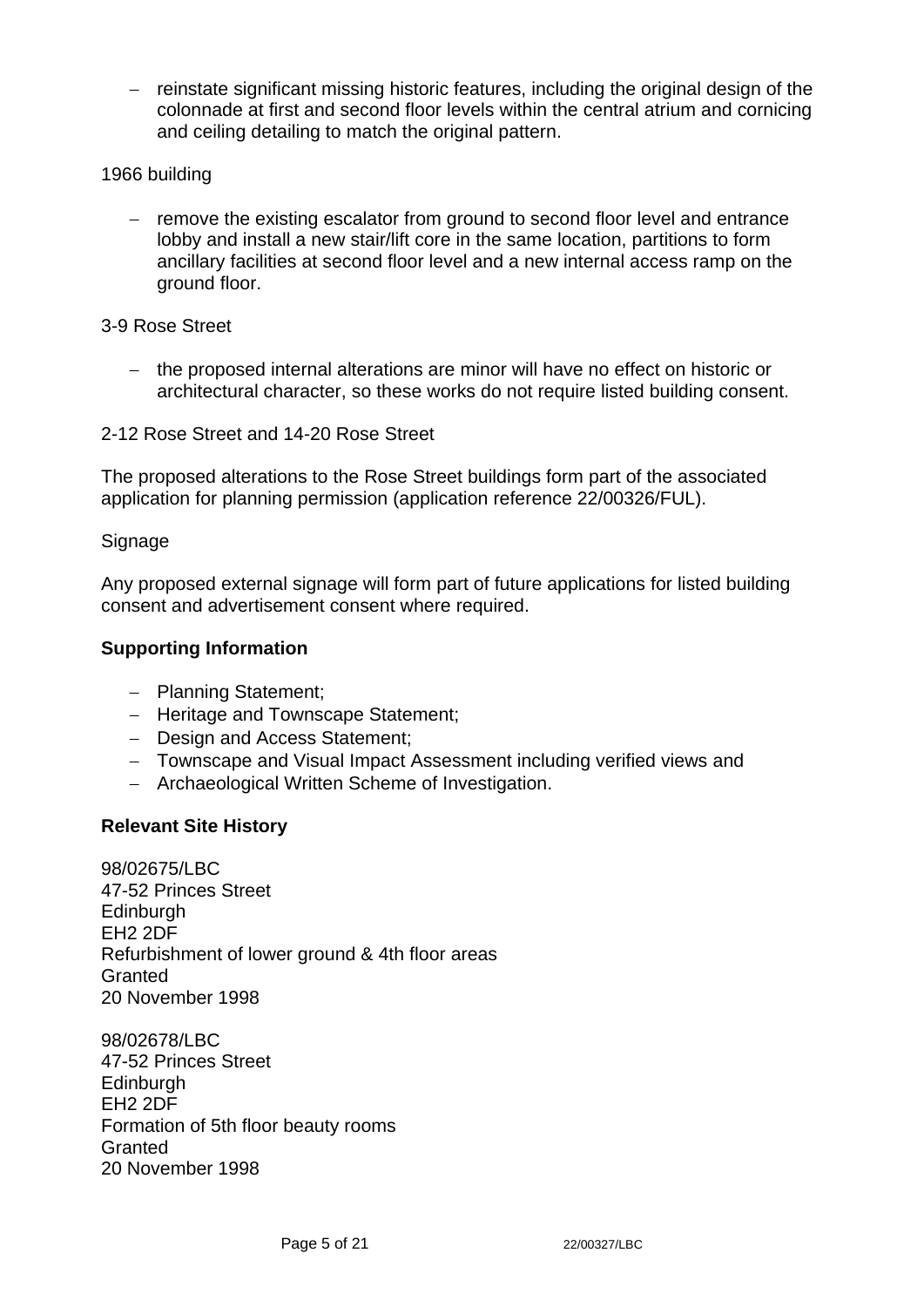- reinstate significant missing historic features, including the original design of the colonnade at first and second floor levels within the central atrium and cornicing and ceiling detailing to match the original pattern.

1966 building

- remove the existing escalator from ground to second floor level and entrance lobby and install a new stair/lift core in the same location, partitions to form ancillary facilities at second floor level and a new internal access ramp on the ground floor.

3-9 Rose Street

- the proposed internal alterations are minor will have no effect on historic or architectural character, so these works do not require listed building consent.

2-12 Rose Street and 14-20 Rose Street

The proposed alterations to the Rose Street buildings form part of the associated application for planning permission (application reference 22/00326/FUL).

Signage

Any proposed external signage will form part of future applications for listed building consent and advertisement consent where required.

**Supporting Information**

- Planning Statement;
- Heritage and Townscape Statement;
- Design and Access Statement;
- Townscape and Visual Impact Assessment including verified views and
- Archaeological Written Scheme of Investigation.

**Relevant Site History**

98/02675/LBC
47-52 Princes Street
Edinburgh
EH2 2DF
Refurbishment of lower ground & 4th floor areas
Granted
20 November 1998

98/02678/LBC
47-52 Princes Street
Edinburgh
EH2 2DF
Formation of 5th floor beauty rooms
Granted
20 November 1998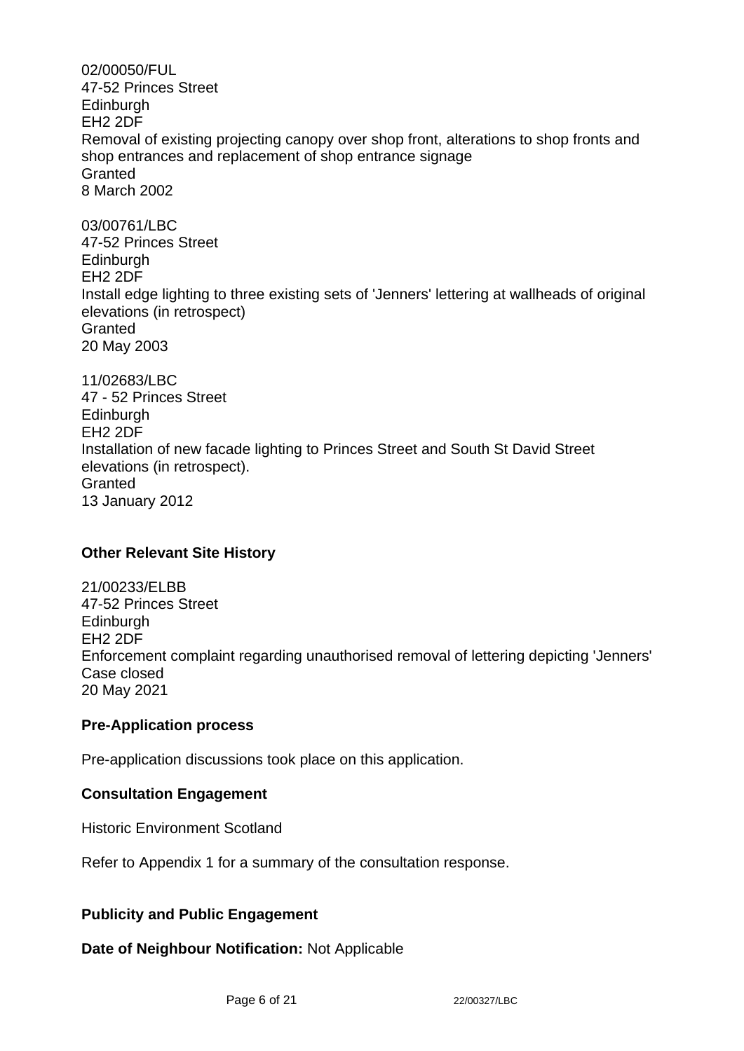02/00050/FUL
47-52 Princes Street
Edinburgh
EH2 2DF
Removal of existing projecting canopy over shop front, alterations to shop fronts and shop entrances and replacement of shop entrance signage
Granted
8 March 2002

03/00761/LBC
47-52 Princes Street
Edinburgh
EH2 2DF
Install edge lighting to three existing sets of 'Jenners' lettering at wallheads of original elevations (in retrospect)
Granted
20 May 2003

11/02683/LBC
47 - 52 Princes Street
Edinburgh
EH2 2DF
Installation of new facade lighting to Princes Street and South St David Street elevations (in retrospect).
Granted
13 January 2012

**Other Relevant Site History**

21/00233/ELBB
47-52 Princes Street
Edinburgh
EH2 2DF
Enforcement complaint regarding unauthorised removal of lettering depicting 'Jenners'
Case closed
20 May 2021

**Pre-Application process**

Pre-application discussions took place on this application.

**Consultation Engagement**

Historic Environment Scotland

Refer to Appendix 1 for a summary of the consultation response.

**Publicity and Public Engagement**

**Date of Neighbour Notification:** Not Applicable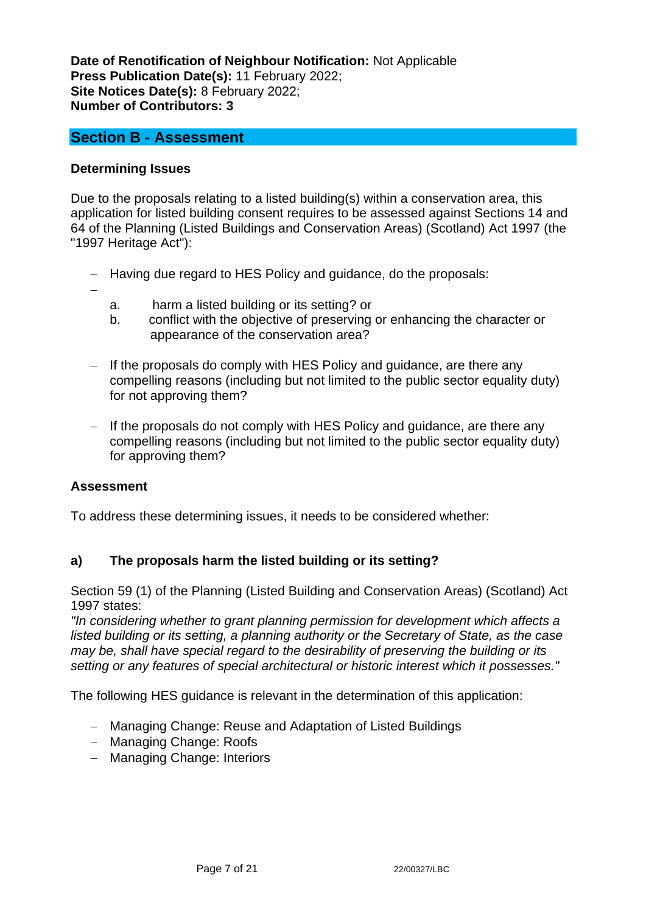**Date of Renotification of Neighbour Notification:** Not Applicable
**Press Publication Date(s):** 11 February 2022;
**Site Notices Date(s):** 8 February 2022;
**Number of Contributors: 3**

## Section B - Assessment

**Determining Issues**

Due to the proposals relating to a listed building(s) within a conservation area, this application for listed building consent requires to be assessed against Sections 14 and 64 of the Planning (Listed Buildings and Conservation Areas) (Scotland) Act 1997 (the "1997 Heritage Act"):

- Having due regard to HES Policy and guidance, do the proposals:
  - a. harm a listed building or its setting? or
  - b. conflict with the objective of preserving or enhancing the character or appearance of the conservation area?
- If the proposals do comply with HES Policy and guidance, are there any compelling reasons (including but not limited to the public sector equality duty) for not approving them?
- If the proposals do not comply with HES Policy and guidance, are there any compelling reasons (including but not limited to the public sector equality duty) for approving them?

**Assessment**

To address these determining issues, it needs to be considered whether:

**a) The proposals harm the listed building or its setting?**

Section 59 (1) of the Planning (Listed Building and Conservation Areas) (Scotland) Act 1997 states:
*"In considering whether to grant planning permission for development which affects a listed building or its setting, a planning authority or the Secretary of State, as the case may be, shall have special regard to the desirability of preserving the building or its setting or any features of special architectural or historic interest which it possesses."*

The following HES guidance is relevant in the determination of this application:

- Managing Change: Reuse and Adaptation of Listed Buildings
- Managing Change: Roofs
- Managing Change: Interiors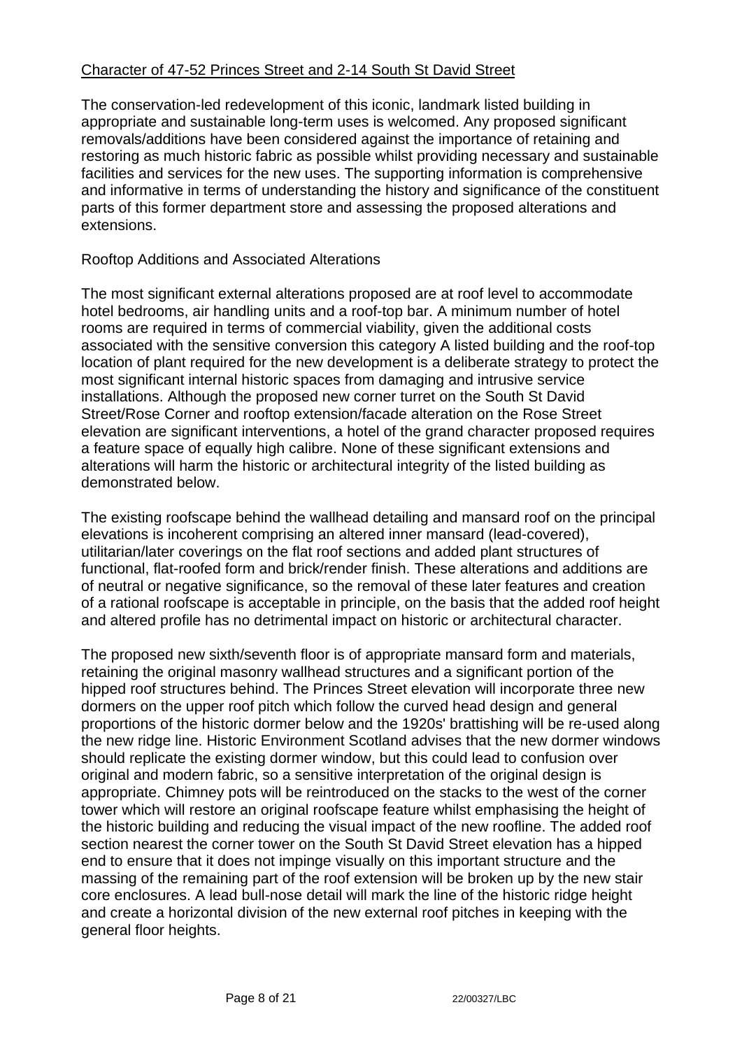## <u>Character of 47-52 Princes Street and 2-14 South St David Street</u>

The conservation-led redevelopment of this iconic, landmark listed building in appropriate and sustainable long-term uses is welcomed. Any proposed significant removals/additions have been considered against the importance of retaining and restoring as much historic fabric as possible whilst providing necessary and sustainable facilities and services for the new uses. The supporting information is comprehensive and informative in terms of understanding the history and significance of the constituent parts of this former department store and assessing the proposed alterations and extensions.

### Rooftop Additions and Associated Alterations

The most significant external alterations proposed are at roof level to accommodate hotel bedrooms, air handling units and a roof-top bar. A minimum number of hotel rooms are required in terms of commercial viability, given the additional costs associated with the sensitive conversion this category A listed building and the roof-top location of plant required for the new development is a deliberate strategy to protect the most significant internal historic spaces from damaging and intrusive service installations. Although the proposed new corner turret on the South St David Street/Rose Corner and rooftop extension/facade alteration on the Rose Street elevation are significant interventions, a hotel of the grand character proposed requires a feature space of equally high calibre. None of these significant extensions and alterations will harm the historic or architectural integrity of the listed building as demonstrated below.

The existing roofscape behind the wallhead detailing and mansard roof on the principal elevations is incoherent comprising an altered inner mansard (lead-covered), utilitarian/later coverings on the flat roof sections and added plant structures of functional, flat-roofed form and brick/render finish. These alterations and additions are of neutral or negative significance, so the removal of these later features and creation of a rational roofscape is acceptable in principle, on the basis that the added roof height and altered profile has no detrimental impact on historic or architectural character.

The proposed new sixth/seventh floor is of appropriate mansard form and materials, retaining the original masonry wallhead structures and a significant portion of the hipped roof structures behind. The Princes Street elevation will incorporate three new dormers on the upper roof pitch which follow the curved head design and general proportions of the historic dormer below and the 1920s' brattishing will be re-used along the new ridge line. Historic Environment Scotland advises that the new dormer windows should replicate the existing dormer window, but this could lead to confusion over original and modern fabric, so a sensitive interpretation of the original design is appropriate. Chimney pots will be reintroduced on the stacks to the west of the corner tower which will restore an original roofscape feature whilst emphasising the height of the historic building and reducing the visual impact of the new roofline. The added roof section nearest the corner tower on the South St David Street elevation has a hipped end to ensure that it does not impinge visually on this important structure and the massing of the remaining part of the roof extension will be broken up by the new stair core enclosures. A lead bull-nose detail will mark the line of the historic ridge height and create a horizontal division of the new external roof pitches in keeping with the general floor heights.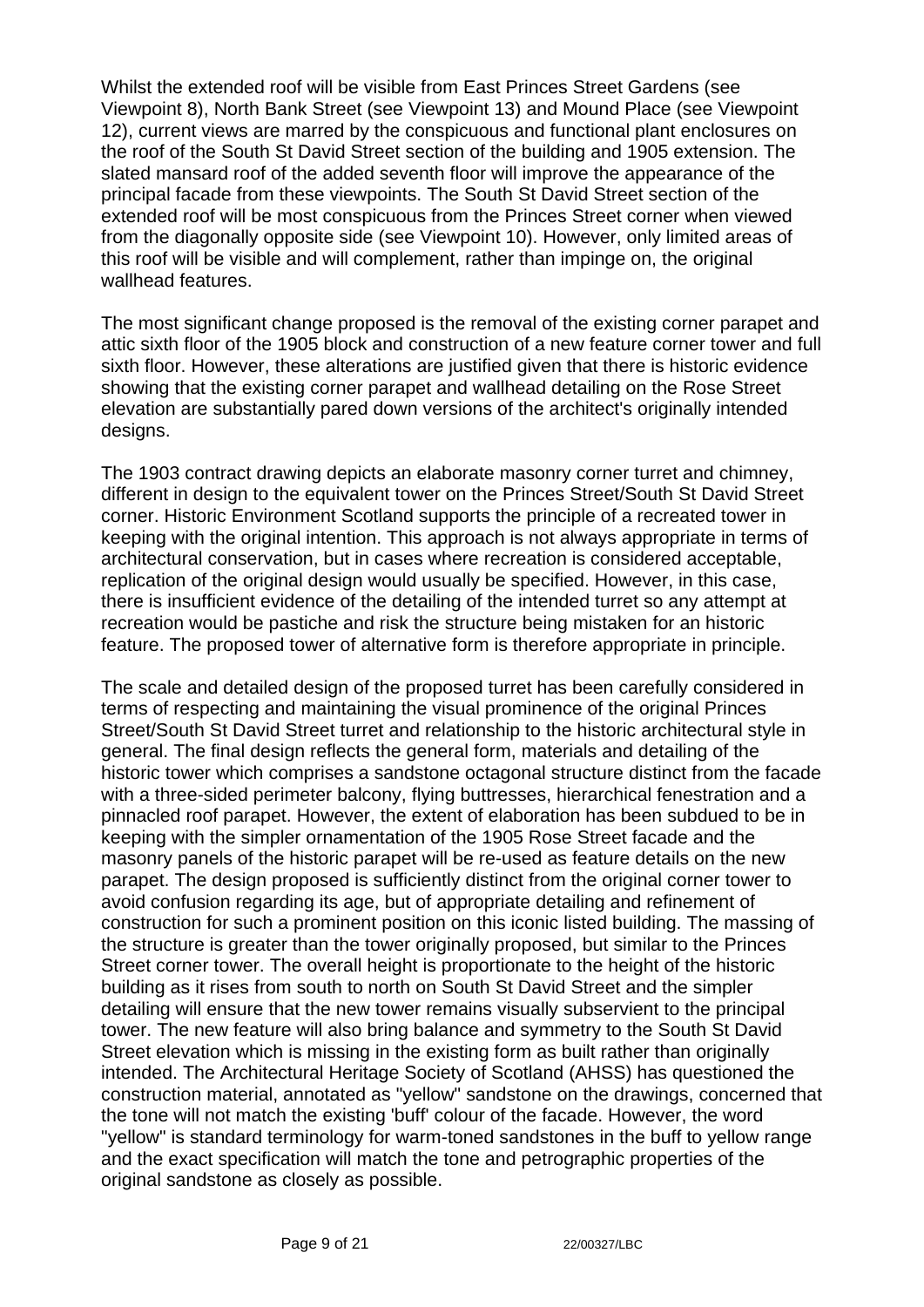Whilst the extended roof will be visible from East Princes Street Gardens (see Viewpoint 8), North Bank Street (see Viewpoint 13) and Mound Place (see Viewpoint 12), current views are marred by the conspicuous and functional plant enclosures on the roof of the South St David Street section of the building and 1905 extension. The slated mansard roof of the added seventh floor will improve the appearance of the principal facade from these viewpoints. The South St David Street section of the extended roof will be most conspicuous from the Princes Street corner when viewed from the diagonally opposite side (see Viewpoint 10). However, only limited areas of this roof will be visible and will complement, rather than impinge on, the original wallhead features.

The most significant change proposed is the removal of the existing corner parapet and attic sixth floor of the 1905 block and construction of a new feature corner tower and full sixth floor. However, these alterations are justified given that there is historic evidence showing that the existing corner parapet and wallhead detailing on the Rose Street elevation are substantially pared down versions of the architect's originally intended designs.

The 1903 contract drawing depicts an elaborate masonry corner turret and chimney, different in design to the equivalent tower on the Princes Street/South St David Street corner. Historic Environment Scotland supports the principle of a recreated tower in keeping with the original intention. This approach is not always appropriate in terms of architectural conservation, but in cases where recreation is considered acceptable, replication of the original design would usually be specified. However, in this case, there is insufficient evidence of the detailing of the intended turret so any attempt at recreation would be pastiche and risk the structure being mistaken for an historic feature. The proposed tower of alternative form is therefore appropriate in principle.

The scale and detailed design of the proposed turret has been carefully considered in terms of respecting and maintaining the visual prominence of the original Princes Street/South St David Street turret and relationship to the historic architectural style in general. The final design reflects the general form, materials and detailing of the historic tower which comprises a sandstone octagonal structure distinct from the facade with a three-sided perimeter balcony, flying buttresses, hierarchical fenestration and a pinnacled roof parapet. However, the extent of elaboration has been subdued to be in keeping with the simpler ornamentation of the 1905 Rose Street facade and the masonry panels of the historic parapet will be re-used as feature details on the new parapet. The design proposed is sufficiently distinct from the original corner tower to avoid confusion regarding its age, but of appropriate detailing and refinement of construction for such a prominent position on this iconic listed building. The massing of the structure is greater than the tower originally proposed, but similar to the Princes Street corner tower. The overall height is proportionate to the height of the historic building as it rises from south to north on South St David Street and the simpler detailing will ensure that the new tower remains visually subservient to the principal tower. The new feature will also bring balance and symmetry to the South St David Street elevation which is missing in the existing form as built rather than originally intended. The Architectural Heritage Society of Scotland (AHSS) has questioned the construction material, annotated as "yellow" sandstone on the drawings, concerned that the tone will not match the existing 'buff' colour of the facade. However, the word "yellow" is standard terminology for warm-toned sandstones in the buff to yellow range and the exact specification will match the tone and petrographic properties of the original sandstone as closely as possible.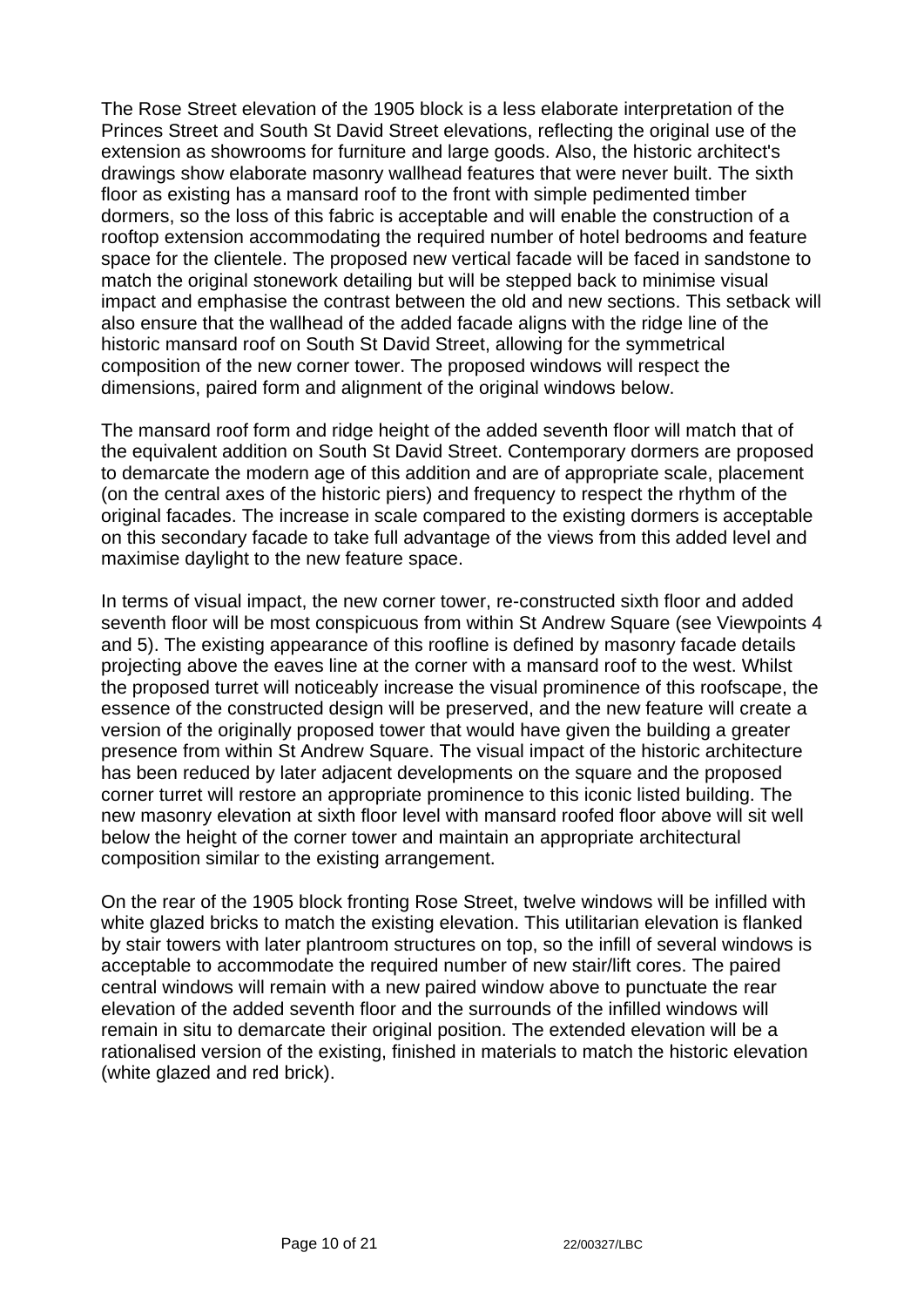The Rose Street elevation of the 1905 block is a less elaborate interpretation of the Princes Street and South St David Street elevations, reflecting the original use of the extension as showrooms for furniture and large goods. Also, the historic architect's drawings show elaborate masonry wallhead features that were never built. The sixth floor as existing has a mansard roof to the front with simple pedimented timber dormers, so the loss of this fabric is acceptable and will enable the construction of a rooftop extension accommodating the required number of hotel bedrooms and feature space for the clientele. The proposed new vertical facade will be faced in sandstone to match the original stonework detailing but will be stepped back to minimise visual impact and emphasise the contrast between the old and new sections. This setback will also ensure that the wallhead of the added facade aligns with the ridge line of the historic mansard roof on South St David Street, allowing for the symmetrical composition of the new corner tower. The proposed windows will respect the dimensions, paired form and alignment of the original windows below.

The mansard roof form and ridge height of the added seventh floor will match that of the equivalent addition on South St David Street. Contemporary dormers are proposed to demarcate the modern age of this addition and are of appropriate scale, placement (on the central axes of the historic piers) and frequency to respect the rhythm of the original facades. The increase in scale compared to the existing dormers is acceptable on this secondary facade to take full advantage of the views from this added level and maximise daylight to the new feature space.

In terms of visual impact, the new corner tower, re-constructed sixth floor and added seventh floor will be most conspicuous from within St Andrew Square (see Viewpoints 4 and 5). The existing appearance of this roofline is defined by masonry facade details projecting above the eaves line at the corner with a mansard roof to the west. Whilst the proposed turret will noticeably increase the visual prominence of this roofscape, the essence of the constructed design will be preserved, and the new feature will create a version of the originally proposed tower that would have given the building a greater presence from within St Andrew Square. The visual impact of the historic architecture has been reduced by later adjacent developments on the square and the proposed corner turret will restore an appropriate prominence to this iconic listed building. The new masonry elevation at sixth floor level with mansard roofed floor above will sit well below the height of the corner tower and maintain an appropriate architectural composition similar to the existing arrangement.

On the rear of the 1905 block fronting Rose Street, twelve windows will be infilled with white glazed bricks to match the existing elevation. This utilitarian elevation is flanked by stair towers with later plantroom structures on top, so the infill of several windows is acceptable to accommodate the required number of new stair/lift cores. The paired central windows will remain with a new paired window above to punctuate the rear elevation of the added seventh floor and the surrounds of the infilled windows will remain in situ to demarcate their original position. The extended elevation will be a rationalised version of the existing, finished in materials to match the historic elevation (white glazed and red brick).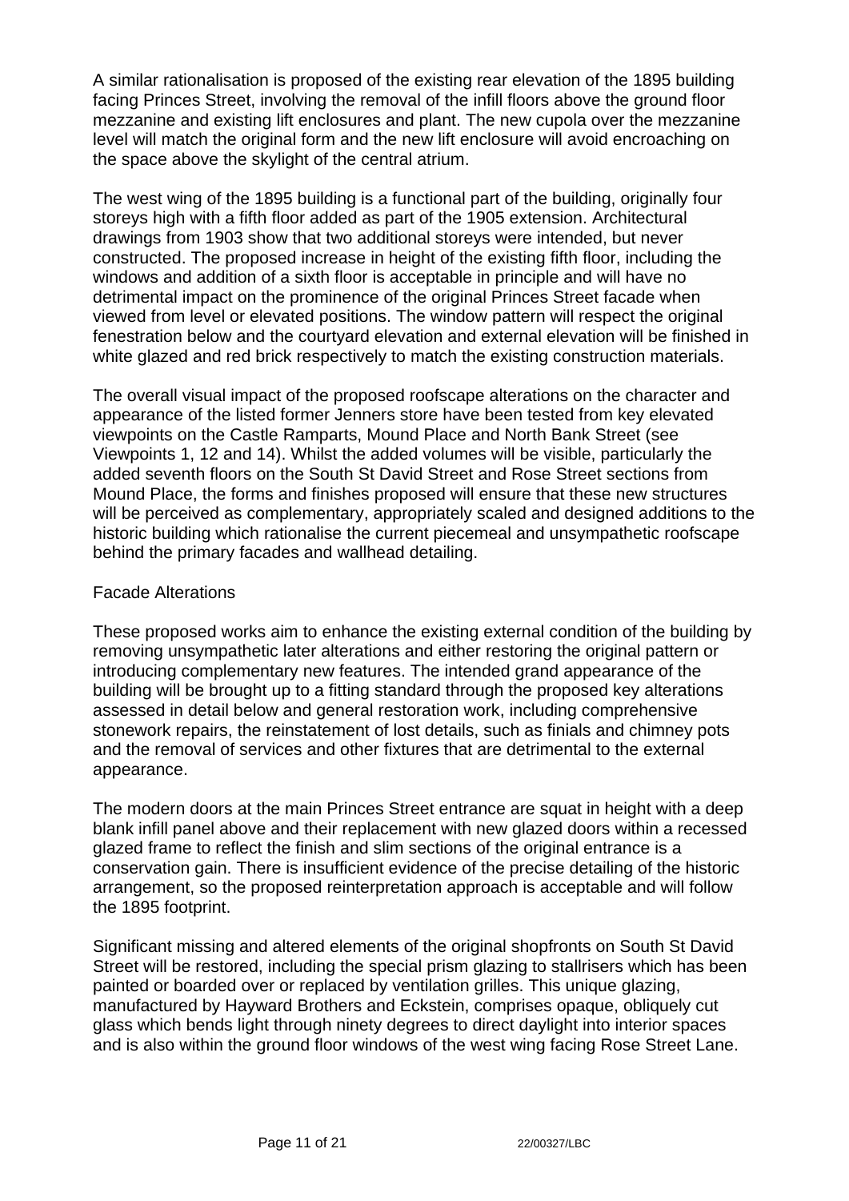A similar rationalisation is proposed of the existing rear elevation of the 1895 building facing Princes Street, involving the removal of the infill floors above the ground floor mezzanine and existing lift enclosures and plant. The new cupola over the mezzanine level will match the original form and the new lift enclosure will avoid encroaching on the space above the skylight of the central atrium.

The west wing of the 1895 building is a functional part of the building, originally four storeys high with a fifth floor added as part of the 1905 extension. Architectural drawings from 1903 show that two additional storeys were intended, but never constructed. The proposed increase in height of the existing fifth floor, including the windows and addition of a sixth floor is acceptable in principle and will have no detrimental impact on the prominence of the original Princes Street facade when viewed from level or elevated positions. The window pattern will respect the original fenestration below and the courtyard elevation and external elevation will be finished in white glazed and red brick respectively to match the existing construction materials.

The overall visual impact of the proposed roofscape alterations on the character and appearance of the listed former Jenners store have been tested from key elevated viewpoints on the Castle Ramparts, Mound Place and North Bank Street (see Viewpoints 1, 12 and 14). Whilst the added volumes will be visible, particularly the added seventh floors on the South St David Street and Rose Street sections from Mound Place, the forms and finishes proposed will ensure that these new structures will be perceived as complementary, appropriately scaled and designed additions to the historic building which rationalise the current piecemeal and unsympathetic roofscape behind the primary facades and wallhead detailing.

Facade Alterations

These proposed works aim to enhance the existing external condition of the building by removing unsympathetic later alterations and either restoring the original pattern or introducing complementary new features. The intended grand appearance of the building will be brought up to a fitting standard through the proposed key alterations assessed in detail below and general restoration work, including comprehensive stonework repairs, the reinstatement of lost details, such as finials and chimney pots and the removal of services and other fixtures that are detrimental to the external appearance.

The modern doors at the main Princes Street entrance are squat in height with a deep blank infill panel above and their replacement with new glazed doors within a recessed glazed frame to reflect the finish and slim sections of the original entrance is a conservation gain. There is insufficient evidence of the precise detailing of the historic arrangement, so the proposed reinterpretation approach is acceptable and will follow the 1895 footprint.

Significant missing and altered elements of the original shopfronts on South St David Street will be restored, including the special prism glazing to stallrisers which has been painted or boarded over or replaced by ventilation grilles. This unique glazing, manufactured by Hayward Brothers and Eckstein, comprises opaque, obliquely cut glass which bends light through ninety degrees to direct daylight into interior spaces and is also within the ground floor windows of the west wing facing Rose Street Lane.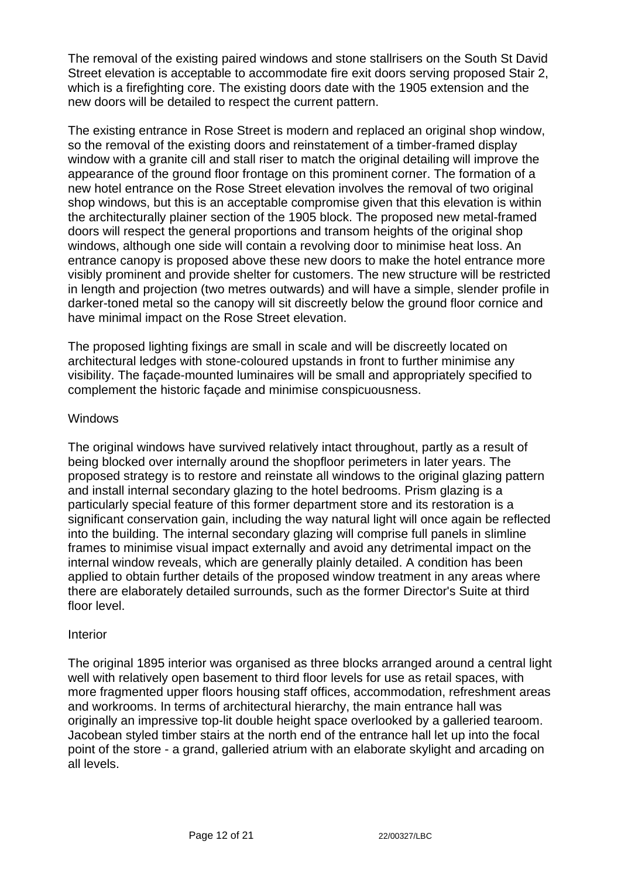The removal of the existing paired windows and stone stallrisers on the South St David Street elevation is acceptable to accommodate fire exit doors serving proposed Stair 2, which is a firefighting core. The existing doors date with the 1905 extension and the new doors will be detailed to respect the current pattern.

The existing entrance in Rose Street is modern and replaced an original shop window, so the removal of the existing doors and reinstatement of a timber-framed display window with a granite cill and stall riser to match the original detailing will improve the appearance of the ground floor frontage on this prominent corner. The formation of a new hotel entrance on the Rose Street elevation involves the removal of two original shop windows, but this is an acceptable compromise given that this elevation is within the architecturally plainer section of the 1905 block. The proposed new metal-framed doors will respect the general proportions and transom heights of the original shop windows, although one side will contain a revolving door to minimise heat loss. An entrance canopy is proposed above these new doors to make the hotel entrance more visibly prominent and provide shelter for customers. The new structure will be restricted in length and projection (two metres outwards) and will have a simple, slender profile in darker-toned metal so the canopy will sit discreetly below the ground floor cornice and have minimal impact on the Rose Street elevation.

The proposed lighting fixings are small in scale and will be discreetly located on architectural ledges with stone-coloured upstands in front to further minimise any visibility. The façade-mounted luminaires will be small and appropriately specified to complement the historic façade and minimise conspicuousness.

Windows

The original windows have survived relatively intact throughout, partly as a result of being blocked over internally around the shopfloor perimeters in later years. The proposed strategy is to restore and reinstate all windows to the original glazing pattern and install internal secondary glazing to the hotel bedrooms. Prism glazing is a particularly special feature of this former department store and its restoration is a significant conservation gain, including the way natural light will once again be reflected into the building. The internal secondary glazing will comprise full panels in slimline frames to minimise visual impact externally and avoid any detrimental impact on the internal window reveals, which are generally plainly detailed. A condition has been applied to obtain further details of the proposed window treatment in any areas where there are elaborately detailed surrounds, such as the former Director's Suite at third floor level.

Interior

The original 1895 interior was organised as three blocks arranged around a central light well with relatively open basement to third floor levels for use as retail spaces, with more fragmented upper floors housing staff offices, accommodation, refreshment areas and workrooms. In terms of architectural hierarchy, the main entrance hall was originally an impressive top-lit double height space overlooked by a galleried tearoom. Jacobean styled timber stairs at the north end of the entrance hall let up into the focal point of the store - a grand, galleried atrium with an elaborate skylight and arcading on all levels.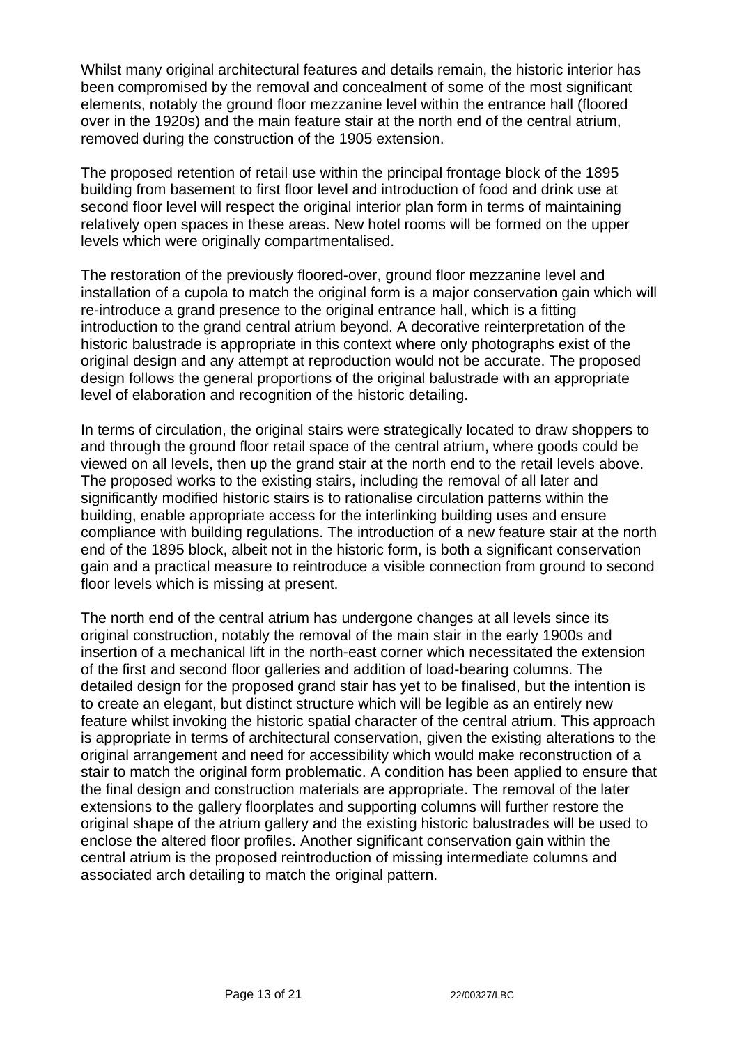Whilst many original architectural features and details remain, the historic interior has been compromised by the removal and concealment of some of the most significant elements, notably the ground floor mezzanine level within the entrance hall (floored over in the 1920s) and the main feature stair at the north end of the central atrium, removed during the construction of the 1905 extension.

The proposed retention of retail use within the principal frontage block of the 1895 building from basement to first floor level and introduction of food and drink use at second floor level will respect the original interior plan form in terms of maintaining relatively open spaces in these areas. New hotel rooms will be formed on the upper levels which were originally compartmentalised.

The restoration of the previously floored-over, ground floor mezzanine level and installation of a cupola to match the original form is a major conservation gain which will re-introduce a grand presence to the original entrance hall, which is a fitting introduction to the grand central atrium beyond. A decorative reinterpretation of the historic balustrade is appropriate in this context where only photographs exist of the original design and any attempt at reproduction would not be accurate. The proposed design follows the general proportions of the original balustrade with an appropriate level of elaboration and recognition of the historic detailing.

In terms of circulation, the original stairs were strategically located to draw shoppers to and through the ground floor retail space of the central atrium, where goods could be viewed on all levels, then up the grand stair at the north end to the retail levels above. The proposed works to the existing stairs, including the removal of all later and significantly modified historic stairs is to rationalise circulation patterns within the building, enable appropriate access for the interlinking building uses and ensure compliance with building regulations. The introduction of a new feature stair at the north end of the 1895 block, albeit not in the historic form, is both a significant conservation gain and a practical measure to reintroduce a visible connection from ground to second floor levels which is missing at present.

The north end of the central atrium has undergone changes at all levels since its original construction, notably the removal of the main stair in the early 1900s and insertion of a mechanical lift in the north-east corner which necessitated the extension of the first and second floor galleries and addition of load-bearing columns. The detailed design for the proposed grand stair has yet to be finalised, but the intention is to create an elegant, but distinct structure which will be legible as an entirely new feature whilst invoking the historic spatial character of the central atrium. This approach is appropriate in terms of architectural conservation, given the existing alterations to the original arrangement and need for accessibility which would make reconstruction of a stair to match the original form problematic. A condition has been applied to ensure that the final design and construction materials are appropriate. The removal of the later extensions to the gallery floorplates and supporting columns will further restore the original shape of the atrium gallery and the existing historic balustrades will be used to enclose the altered floor profiles. Another significant conservation gain within the central atrium is the proposed reintroduction of missing intermediate columns and associated arch detailing to match the original pattern.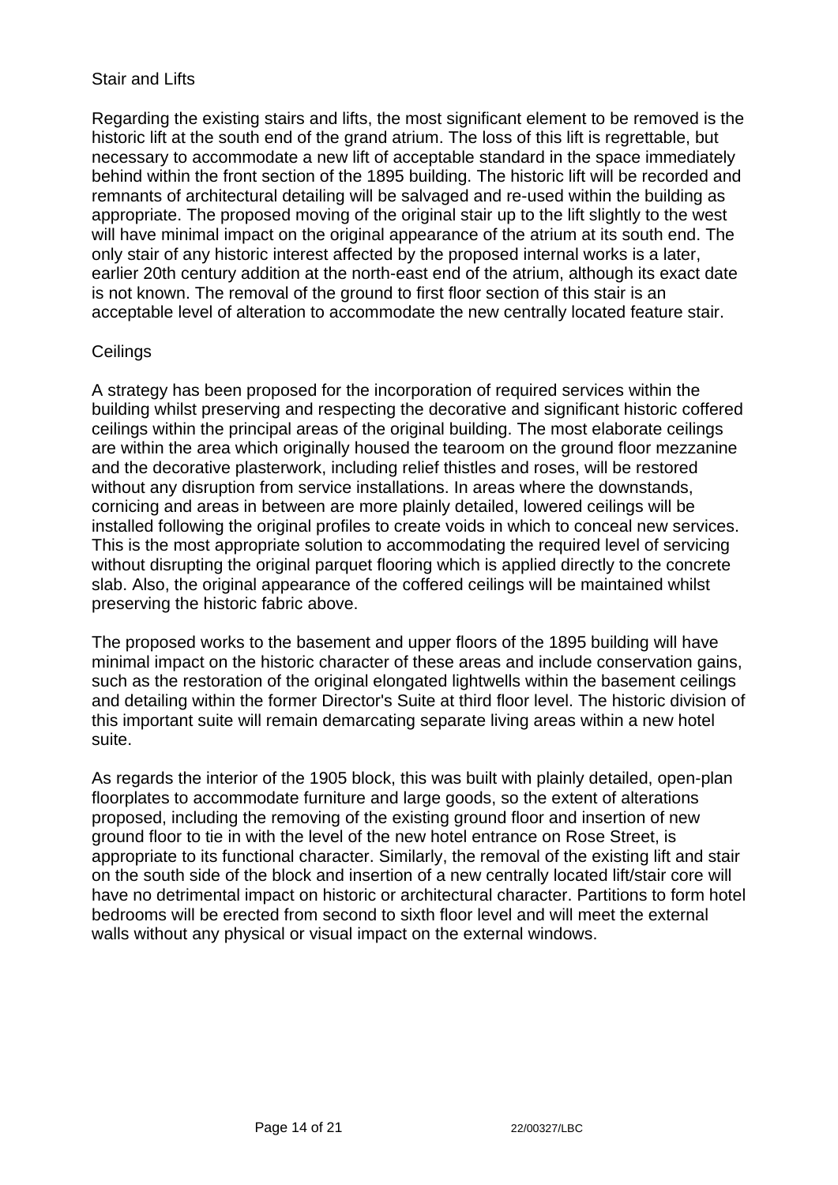### Stair and Lifts

Regarding the existing stairs and lifts, the most significant element to be removed is the historic lift at the south end of the grand atrium. The loss of this lift is regrettable, but necessary to accommodate a new lift of acceptable standard in the space immediately behind within the front section of the 1895 building. The historic lift will be recorded and remnants of architectural detailing will be salvaged and re-used within the building as appropriate. The proposed moving of the original stair up to the lift slightly to the west will have minimal impact on the original appearance of the atrium at its south end. The only stair of any historic interest affected by the proposed internal works is a later, earlier 20th century addition at the north-east end of the atrium, although its exact date is not known. The removal of the ground to first floor section of this stair is an acceptable level of alteration to accommodate the new centrally located feature stair.

### Ceilings

A strategy has been proposed for the incorporation of required services within the building whilst preserving and respecting the decorative and significant historic coffered ceilings within the principal areas of the original building. The most elaborate ceilings are within the area which originally housed the tearoom on the ground floor mezzanine and the decorative plasterwork, including relief thistles and roses, will be restored without any disruption from service installations. In areas where the downstands, cornicing and areas in between are more plainly detailed, lowered ceilings will be installed following the original profiles to create voids in which to conceal new services. This is the most appropriate solution to accommodating the required level of servicing without disrupting the original parquet flooring which is applied directly to the concrete slab. Also, the original appearance of the coffered ceilings will be maintained whilst preserving the historic fabric above.

The proposed works to the basement and upper floors of the 1895 building will have minimal impact on the historic character of these areas and include conservation gains, such as the restoration of the original elongated lightwells within the basement ceilings and detailing within the former Director's Suite at third floor level. The historic division of this important suite will remain demarcating separate living areas within a new hotel suite.

As regards the interior of the 1905 block, this was built with plainly detailed, open-plan floorplates to accommodate furniture and large goods, so the extent of alterations proposed, including the removing of the existing ground floor and insertion of new ground floor to tie in with the level of the new hotel entrance on Rose Street, is appropriate to its functional character. Similarly, the removal of the existing lift and stair on the south side of the block and insertion of a new centrally located lift/stair core will have no detrimental impact on historic or architectural character. Partitions to form hotel bedrooms will be erected from second to sixth floor level and will meet the external walls without any physical or visual impact on the external windows.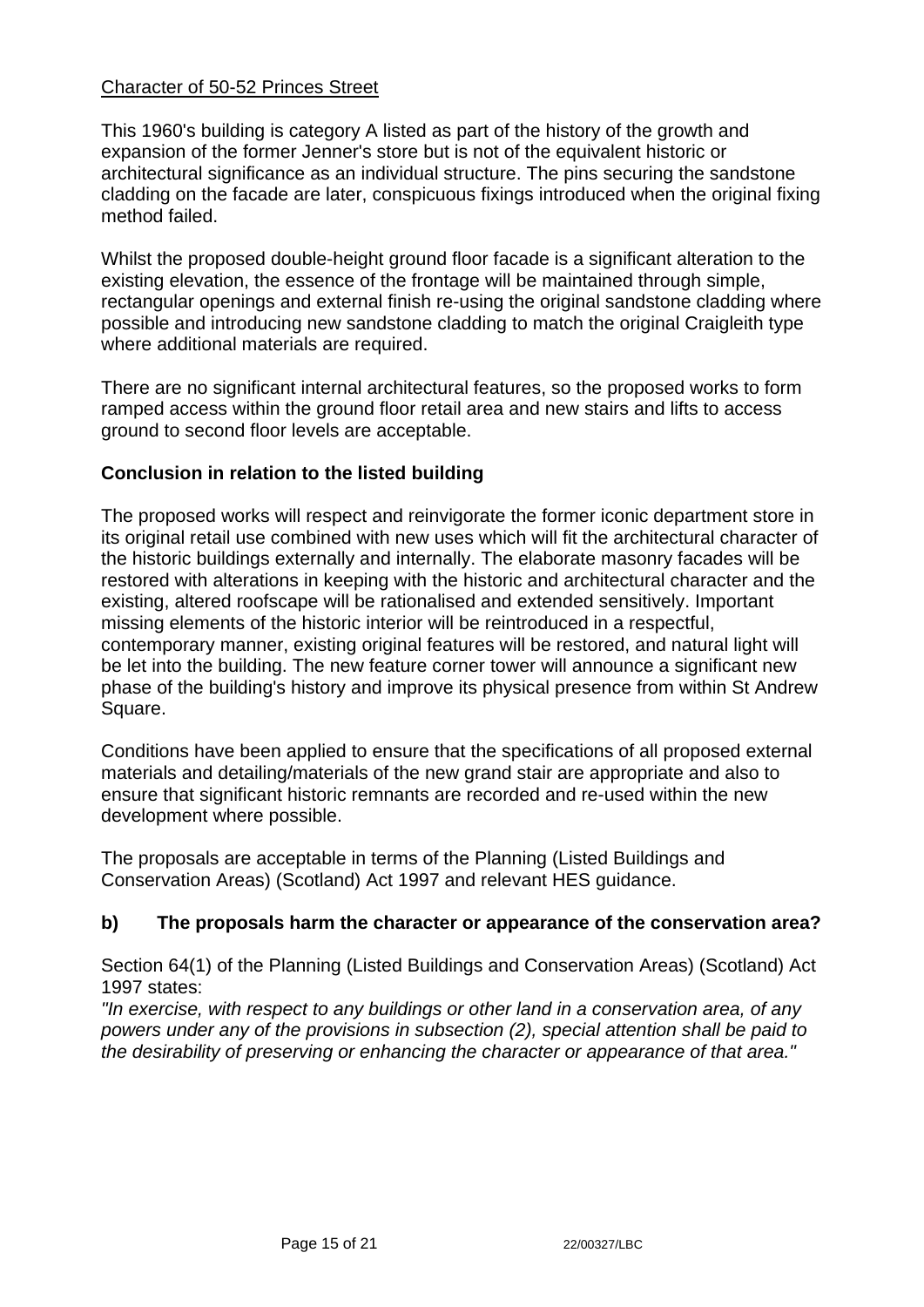Character of 50-52 Princes Street

This 1960's building is category A listed as part of the history of the growth and expansion of the former Jenner's store but is not of the equivalent historic or architectural significance as an individual structure. The pins securing the sandstone cladding on the facade are later, conspicuous fixings introduced when the original fixing method failed.

Whilst the proposed double-height ground floor facade is a significant alteration to the existing elevation, the essence of the frontage will be maintained through simple, rectangular openings and external finish re-using the original sandstone cladding where possible and introducing new sandstone cladding to match the original Craigleith type where additional materials are required.

There are no significant internal architectural features, so the proposed works to form ramped access within the ground floor retail area and new stairs and lifts to access ground to second floor levels are acceptable.

**Conclusion in relation to the listed building**

The proposed works will respect and reinvigorate the former iconic department store in its original retail use combined with new uses which will fit the architectural character of the historic buildings externally and internally. The elaborate masonry facades will be restored with alterations in keeping with the historic and architectural character and the existing, altered roofscape will be rationalised and extended sensitively. Important missing elements of the historic interior will be reintroduced in a respectful, contemporary manner, existing original features will be restored, and natural light will be let into the building. The new feature corner tower will announce a significant new phase of the building's history and improve its physical presence from within St Andrew Square.

Conditions have been applied to ensure that the specifications of all proposed external materials and detailing/materials of the new grand stair are appropriate and also to ensure that significant historic remnants are recorded and re-used within the new development where possible.

The proposals are acceptable in terms of the Planning (Listed Buildings and Conservation Areas) (Scotland) Act 1997 and relevant HES guidance.

## b) The proposals harm the character or appearance of the conservation area?

Section 64(1) of the Planning (Listed Buildings and Conservation Areas) (Scotland) Act 1997 states:
*"In exercise, with respect to any buildings or other land in a conservation area, of any powers under any of the provisions in subsection (2), special attention shall be paid to the desirability of preserving or enhancing the character or appearance of that area."*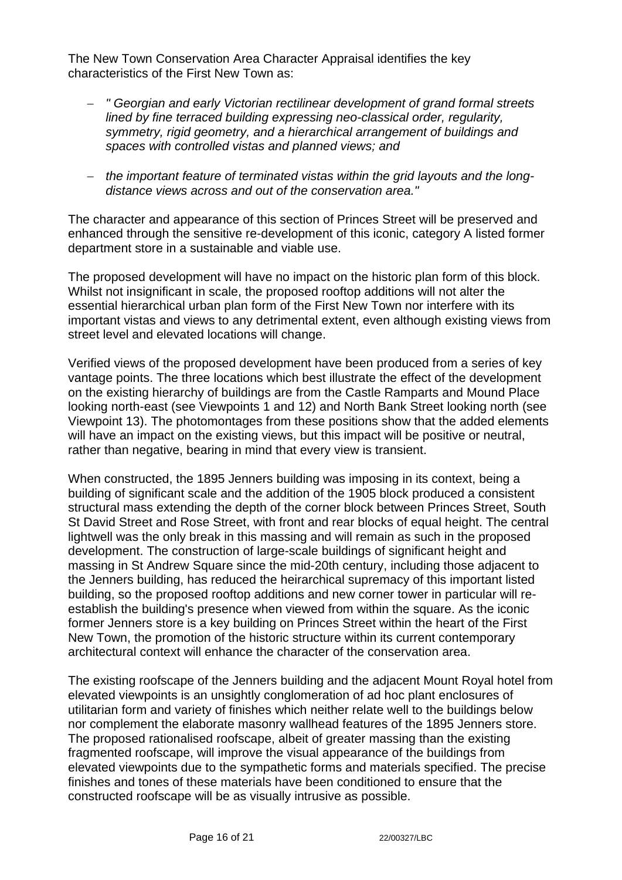The New Town Conservation Area Character Appraisal identifies the key characteristics of the First New Town as:

- *" Georgian and early Victorian rectilinear development of grand formal streets lined by fine terraced building expressing neo-classical order, regularity, symmetry, rigid geometry, and a hierarchical arrangement of buildings and spaces with controlled vistas and planned views; and*

- *the important feature of terminated vistas within the grid layouts and the long-distance views across and out of the conservation area."*

The character and appearance of this section of Princes Street will be preserved and enhanced through the sensitive re-development of this iconic, category A listed former department store in a sustainable and viable use.

The proposed development will have no impact on the historic plan form of this block. Whilst not insignificant in scale, the proposed rooftop additions will not alter the essential hierarchical urban plan form of the First New Town nor interfere with its important vistas and views to any detrimental extent, even although existing views from street level and elevated locations will change.

Verified views of the proposed development have been produced from a series of key vantage points. The three locations which best illustrate the effect of the development on the existing hierarchy of buildings are from the Castle Ramparts and Mound Place looking north-east (see Viewpoints 1 and 12) and North Bank Street looking north (see Viewpoint 13). The photomontages from these positions show that the added elements will have an impact on the existing views, but this impact will be positive or neutral, rather than negative, bearing in mind that every view is transient.

When constructed, the 1895 Jenners building was imposing in its context, being a building of significant scale and the addition of the 1905 block produced a consistent structural mass extending the depth of the corner block between Princes Street, South St David Street and Rose Street, with front and rear blocks of equal height. The central lightwell was the only break in this massing and will remain as such in the proposed development. The construction of large-scale buildings of significant height and massing in St Andrew Square since the mid-20th century, including those adjacent to the Jenners building, has reduced the heirarchical supremacy of this important listed building, so the proposed rooftop additions and new corner tower in particular will re-establish the building's presence when viewed from within the square. As the iconic former Jenners store is a key building on Princes Street within the heart of the First New Town, the promotion of the historic structure within its current contemporary architectural context will enhance the character of the conservation area.

The existing roofscape of the Jenners building and the adjacent Mount Royal hotel from elevated viewpoints is an unsightly conglomeration of ad hoc plant enclosures of utilitarian form and variety of finishes which neither relate well to the buildings below nor complement the elaborate masonry wallhead features of the 1895 Jenners store. The proposed rationalised roofscape, albeit of greater massing than the existing fragmented roofscape, will improve the visual appearance of the buildings from elevated viewpoints due to the sympathetic forms and materials specified. The precise finishes and tones of these materials have been conditioned to ensure that the constructed roofscape will be as visually intrusive as possible.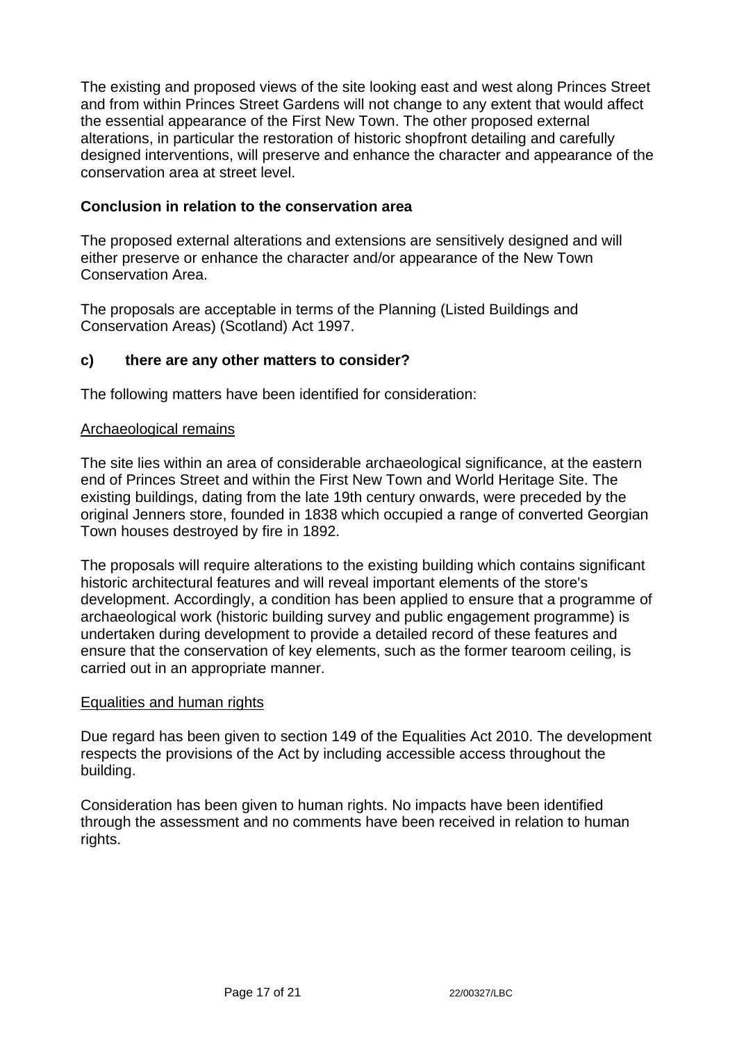The existing and proposed views of the site looking east and west along Princes Street and from within Princes Street Gardens will not change to any extent that would affect the essential appearance of the First New Town. The other proposed external alterations, in particular the restoration of historic shopfront detailing and carefully designed interventions, will preserve and enhance the character and appearance of the conservation area at street level.

**Conclusion in relation to the conservation area**

The proposed external alterations and extensions are sensitively designed and will either preserve or enhance the character and/or appearance of the New Town Conservation Area.

The proposals are acceptable in terms of the Planning (Listed Buildings and Conservation Areas) (Scotland) Act 1997.

**c) there are any other matters to consider?**

The following matters have been identified for consideration:

<u>Archaeological remains</u>

The site lies within an area of considerable archaeological significance, at the eastern end of Princes Street and within the First New Town and World Heritage Site. The existing buildings, dating from the late 19th century onwards, were preceded by the original Jenners store, founded in 1838 which occupied a range of converted Georgian Town houses destroyed by fire in 1892.

The proposals will require alterations to the existing building which contains significant historic architectural features and will reveal important elements of the store's development. Accordingly, a condition has been applied to ensure that a programme of archaeological work (historic building survey and public engagement programme) is undertaken during development to provide a detailed record of these features and ensure that the conservation of key elements, such as the former tearoom ceiling, is carried out in an appropriate manner.

<u>Equalities and human rights</u>

Due regard has been given to section 149 of the Equalities Act 2010. The development respects the provisions of the Act by including accessible access throughout the building.

Consideration has been given to human rights. No impacts have been identified through the assessment and no comments have been received in relation to human rights.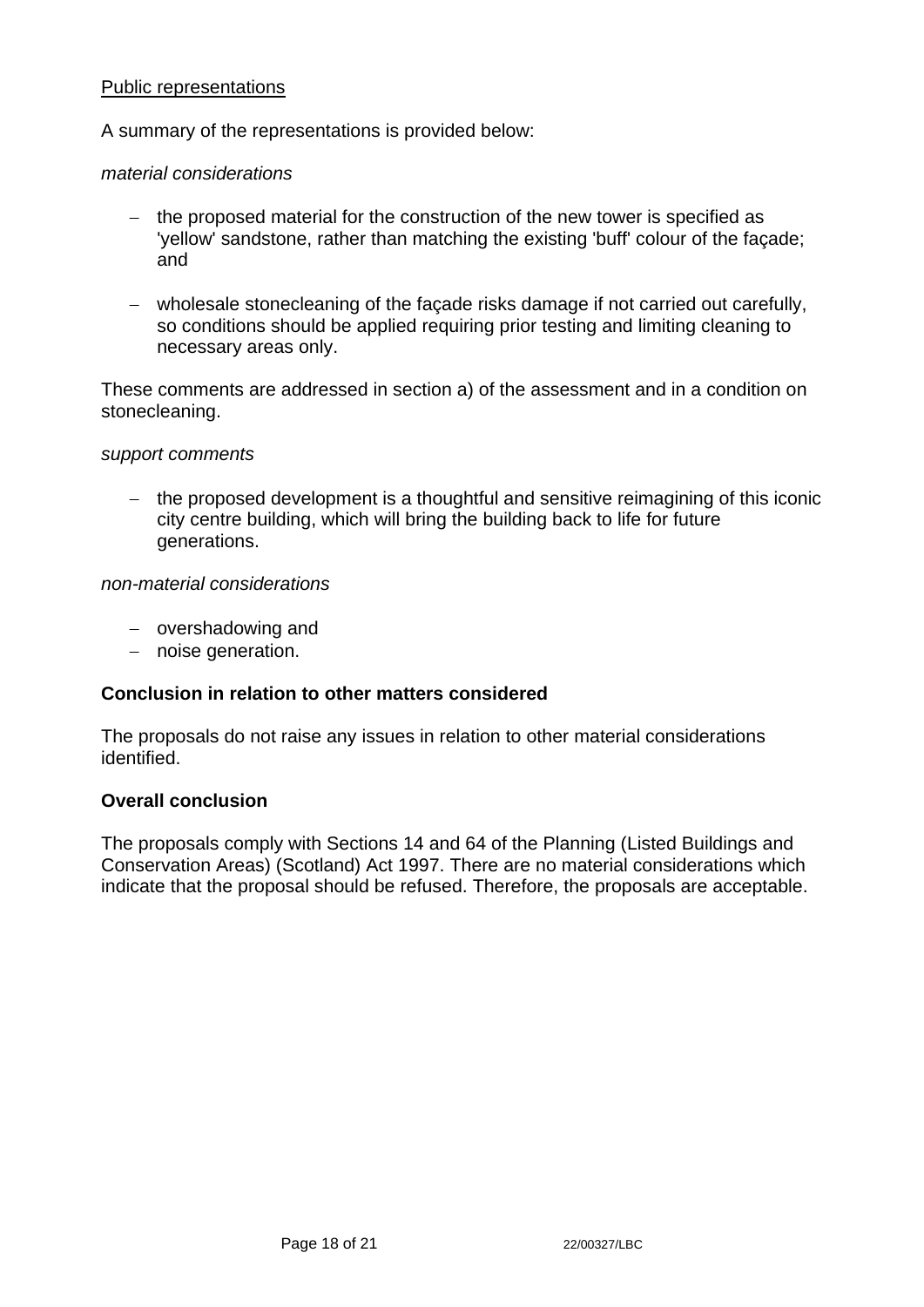Public representations

A summary of the representations is provided below:

*material considerations*

- the proposed material for the construction of the new tower is specified as 'yellow' sandstone, rather than matching the existing 'buff' colour of the façade; and

- wholesale stonecleaning of the façade risks damage if not carried out carefully, so conditions should be applied requiring prior testing and limiting cleaning to necessary areas only.

These comments are addressed in section a) of the assessment and in a condition on stonecleaning.

*support comments*

- the proposed development is a thoughtful and sensitive reimagining of this iconic city centre building, which will bring the building back to life for future generations.

*non-material considerations*

- overshadowing and
- noise generation.

**Conclusion in relation to other matters considered**

The proposals do not raise any issues in relation to other material considerations identified.

**Overall conclusion**

The proposals comply with Sections 14 and 64 of the Planning (Listed Buildings and Conservation Areas) (Scotland) Act 1997. There are no material considerations which indicate that the proposal should be refused. Therefore, the proposals are acceptable.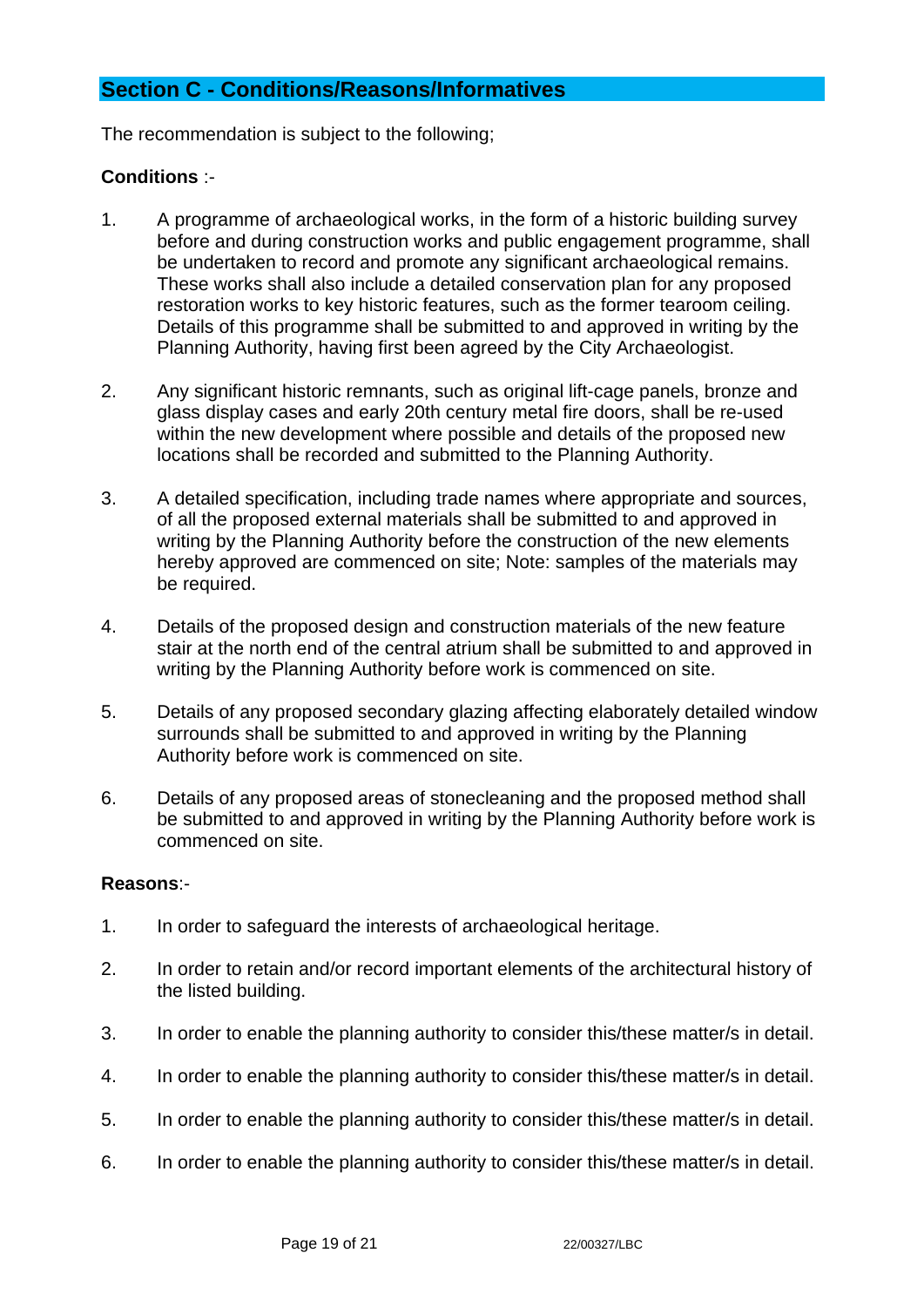## Section C - Conditions/Reasons/Informatives

The recommendation is subject to the following;

**Conditions** :-

1. A programme of archaeological works, in the form of a historic building survey before and during construction works and public engagement programme, shall be undertaken to record and promote any significant archaeological remains. These works shall also include a detailed conservation plan for any proposed restoration works to key historic features, such as the former tearoom ceiling. Details of this programme shall be submitted to and approved in writing by the Planning Authority, having first been agreed by the City Archaeologist.

2. Any significant historic remnants, such as original lift-cage panels, bronze and glass display cases and early 20th century metal fire doors, shall be re-used within the new development where possible and details of the proposed new locations shall be recorded and submitted to the Planning Authority.

3. A detailed specification, including trade names where appropriate and sources, of all the proposed external materials shall be submitted to and approved in writing by the Planning Authority before the construction of the new elements hereby approved are commenced on site; Note: samples of the materials may be required.

4. Details of the proposed design and construction materials of the new feature stair at the north end of the central atrium shall be submitted to and approved in writing by the Planning Authority before work is commenced on site.

5. Details of any proposed secondary glazing affecting elaborately detailed window surrounds shall be submitted to and approved in writing by the Planning Authority before work is commenced on site.

6. Details of any proposed areas of stonecleaning and the proposed method shall be submitted to and approved in writing by the Planning Authority before work is commenced on site.

**Reasons**:-

1. In order to safeguard the interests of archaeological heritage.

2. In order to retain and/or record important elements of the architectural history of the listed building.

3. In order to enable the planning authority to consider this/these matter/s in detail.

4. In order to enable the planning authority to consider this/these matter/s in detail.

5. In order to enable the planning authority to consider this/these matter/s in detail.

6. In order to enable the planning authority to consider this/these matter/s in detail.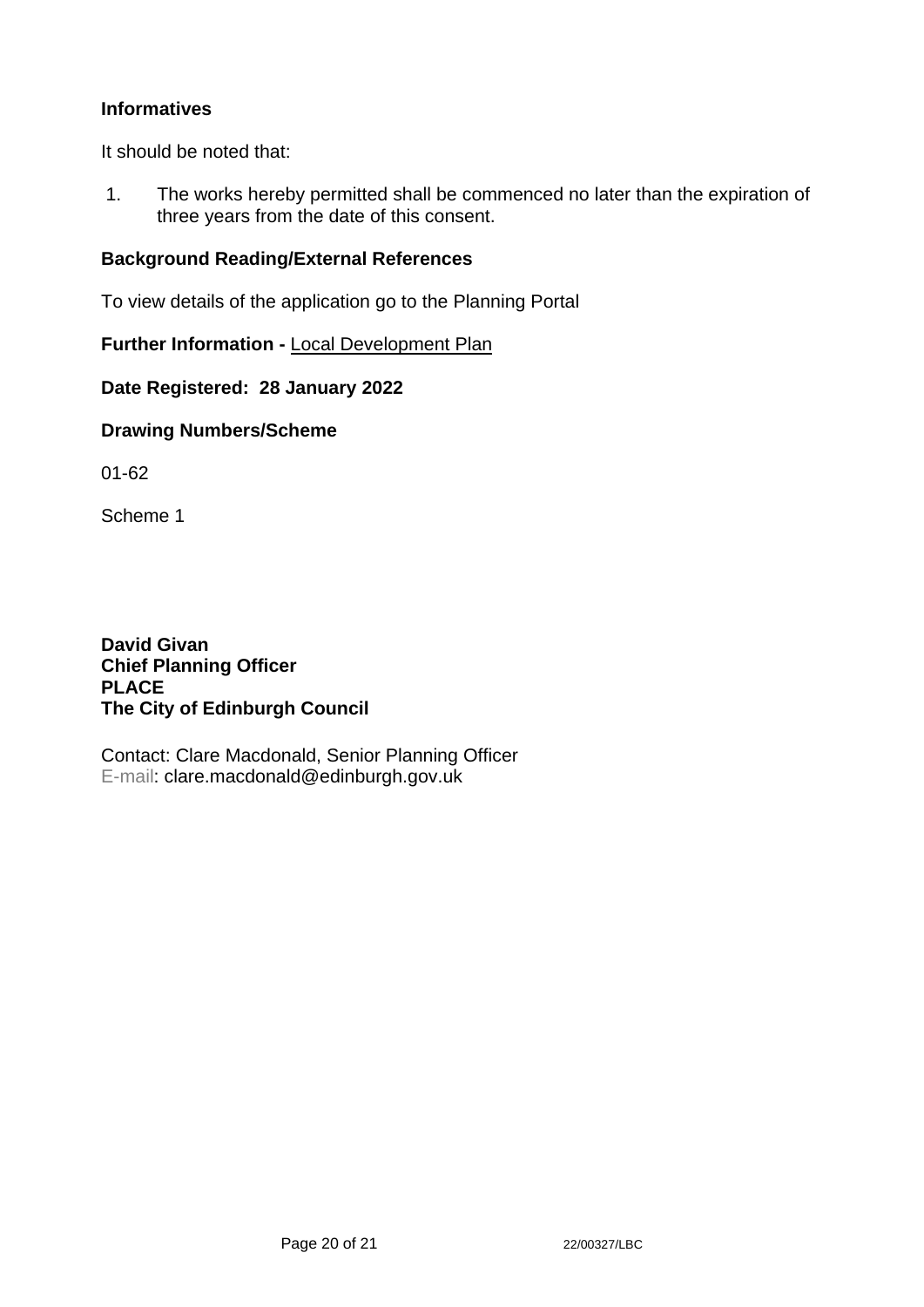**Informatives**

It should be noted that:

1. The works hereby permitted shall be commenced no later than the expiration of three years from the date of this consent.

**Background Reading/External References**

To view details of the application go to the Planning Portal

**Further Information -** Local Development Plan

**Date Registered: 28 January 2022**

**Drawing Numbers/Scheme**

01-62

Scheme 1

**David Givan**
**Chief Planning Officer**
**PLACE**
**The City of Edinburgh Council**

Contact: Clare Macdonald, Senior Planning Officer
E-mail: clare.macdonald@edinburgh.gov.uk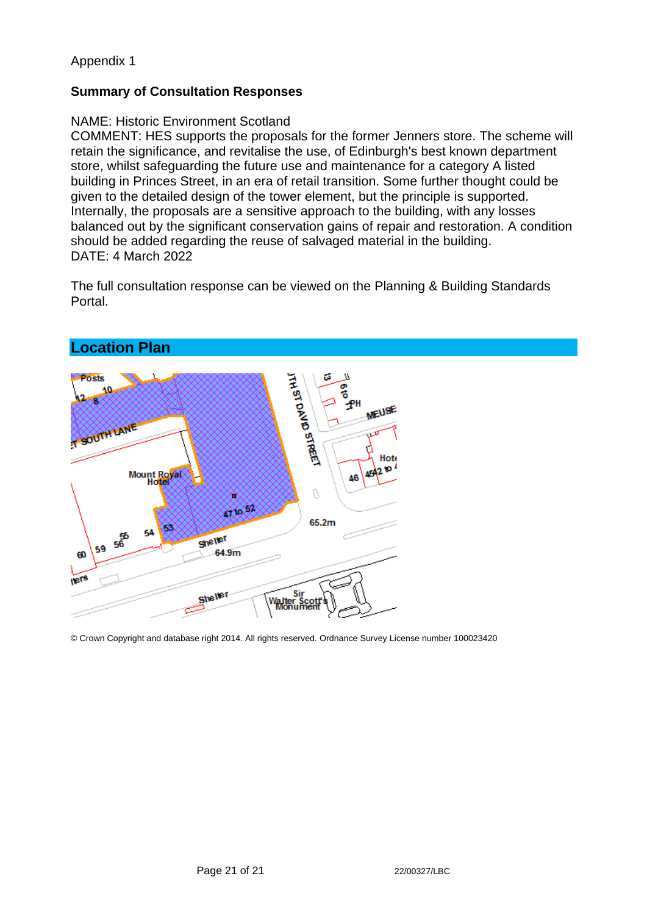Appendix 1

**Summary of Consultation Responses**

NAME: Historic Environment Scotland
COMMENT: HES supports the proposals for the former Jenners store. The scheme will retain the significance, and revitalise the use, of Edinburgh's best known department store, whilst safeguarding the future use and maintenance for a category A listed building in Princes Street, in an era of retail transition. Some further thought could be given to the detailed design of the tower element, but the principle is supported. Internally, the proposals are a sensitive approach to the building, with any losses balanced out by the significant conservation gains of repair and restoration. A condition should be added regarding the reuse of salvaged material in the building.
DATE: 4 March 2022

The full consultation response can be viewed on the Planning & Building Standards Portal.

## Location Plan

© Crown Copyright and database right 2014. All rights reserved. Ordnance Survey License number 100023420

22/00327/LBC